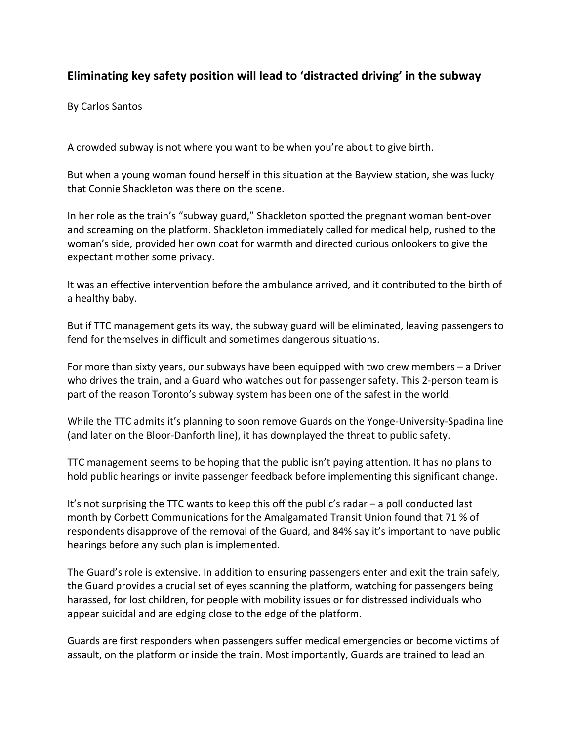## Eliminating key safety position will lead to 'distracted driving' in the subway

By Carlos Santos

A crowded subway is not where you want to be when you're about to give birth.

But when a young woman found herself in this situation at the Bayview station, she was lucky that Connie Shackleton was there on the scene.

In her role as the train's "subway guard," Shackleton spotted the pregnant woman bent-over and screaming on the platform. Shackleton immediately called for medical help, rushed to the woman's side, provided her own coat for warmth and directed curious onlookers to give the expectant mother some privacy.

It was an effective intervention before the ambulance arrived, and it contributed to the birth of a healthy baby.

But if TTC management gets its way, the subway guard will be eliminated, leaving passengers to fend for themselves in difficult and sometimes dangerous situations.

For more than sixty years, our subways have been equipped with two crew members – a Driver who drives the train, and a Guard who watches out for passenger safety. This 2-person team is part of the reason Toronto's subway system has been one of the safest in the world.

While the TTC admits it's planning to soon remove Guards on the Yonge-University-Spadina line (and later on the Bloor-Danforth line), it has downplayed the threat to public safety.

TTC management seems to be hoping that the public isn't paying attention. It has no plans to hold public hearings or invite passenger feedback before implementing this significant change.

It's not surprising the TTC wants to keep this off the public's radar – a poll conducted last month by Corbett Communications for the Amalgamated Transit Union found that 71 % of respondents disapprove of the removal of the Guard, and 84% say it's important to have public hearings before any such plan is implemented.

The Guard's role is extensive. In addition to ensuring passengers enter and exit the train safely, the Guard provides a crucial set of eyes scanning the platform, watching for passengers being harassed, for lost children, for people with mobility issues or for distressed individuals who appear suicidal and are edging close to the edge of the platform.

Guards are first responders when passengers suffer medical emergencies or become victims of assault, on the platform or inside the train. Most importantly, Guards are trained to lead an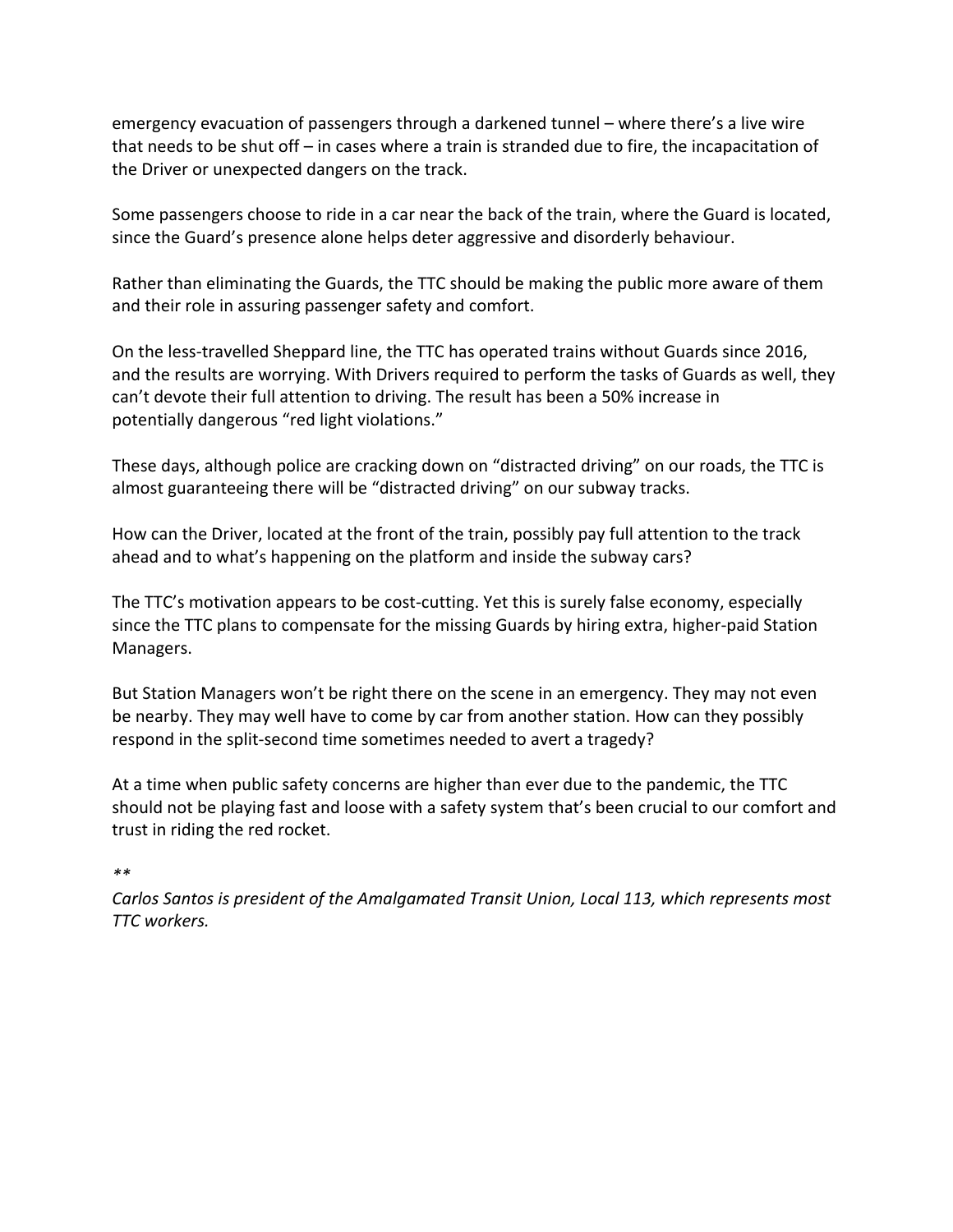emergency evacuation of passengers through a darkened tunnel – where there's a live wire that needs to be shut off – in cases where a train is stranded due to fire, the incapacitation of the Driver or unexpected dangers on the track.

Some passengers choose to ride in a car near the back of the train, where the Guard is located, since the Guard's presence alone helps deter aggressive and disorderly behaviour.

Rather than eliminating the Guards, the TTC should be making the public more aware of them and their role in assuring passenger safety and comfort.

On the less-travelled Sheppard line, the TTC has operated trains without Guards since 2016, and the results are worrying. With Drivers required to perform the tasks of Guards as well, they can't devote their full attention to driving. The result has been a 50% increase in potentially dangerous "red light violations."

These days, although police are cracking down on "distracted driving" on our roads, the TTC is almost guaranteeing there will be "distracted driving" on our subway tracks.

How can the Driver, located at the front of the train, possibly pay full attention to the track ahead and to what's happening on the platform and inside the subway cars?

The TTC's motivation appears to be cost-cutting. Yet this is surely false economy, especially since the TTC plans to compensate for the missing Guards by hiring extra, higher-paid Station Managers.

But Station Managers won't be right there on the scene in an emergency. They may not even be nearby. They may well have to come by car from another station. How can they possibly respond in the split-second time sometimes needed to avert a tragedy?

At a time when public safety concerns are higher than ever due to the pandemic, the TTC should not be playing fast and loose with a safety system that's been crucial to our comfort and trust in riding the red rocket.

**

*Carlos Santos is president of the Amalgamated Transit Union, Local 113, which represents most TTC workers.*